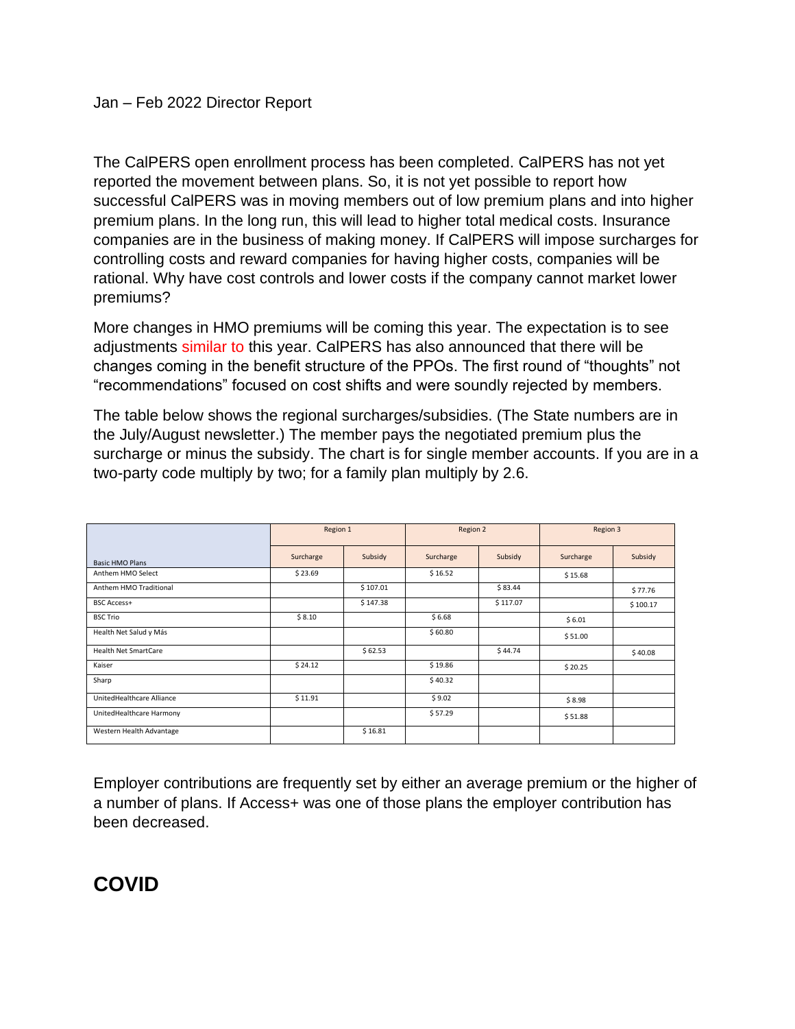Jan – Feb 2022 Director Report

The CalPERS open enrollment process has been completed. CalPERS has not yet reported the movement between plans. So, it is not yet possible to report how successful CalPERS was in moving members out of low premium plans and into higher premium plans. In the long run, this will lead to higher total medical costs. Insurance companies are in the business of making money. If CalPERS will impose surcharges for controlling costs and reward companies for having higher costs, companies will be rational. Why have cost controls and lower costs if the company cannot market lower premiums?

More changes in HMO premiums will be coming this year. The expectation is to see adjustments similar to this year. CalPERS has also announced that there will be changes coming in the benefit structure of the PPOs. The first round of "thoughts" not "recommendations" focused on cost shifts and were soundly rejected by members.

The table below shows the regional surcharges/subsidies. (The State numbers are in the July/August newsletter.) The member pays the negotiated premium plus the surcharge or minus the subsidy. The chart is for single member accounts. If you are in a two-party code multiply by two; for a family plan multiply by 2.6.

| | Region 1 | | Region 2 | | Region 3 | |
|---|---|---|---|---|---|---|
| Basic HMO Plans | Surcharge | Subsidy | Surcharge | Subsidy | Surcharge | Subsidy |
| Anthem HMO Select | $ 23.69 | | $ 16.52 | | $ 15.68 | |
| Anthem HMO Traditional | | $ 107.01 | | $ 83.44 | | $ 77.76 |
| BSC Access+ | | $ 147.38 | | $ 117.07 | | $ 100.17 |
| BSC Trio | $ 8.10 | | $ 6.68 | | $ 6.01 | |
| Health Net Salud y Más | | | $ 60.80 | | $ 51.00 | |
| Health Net SmartCare | | $ 62.53 | | $ 44.74 | | $ 40.08 |
| Kaiser | $ 24.12 | | $ 19.86 | | $ 20.25 | |
| Sharp | | | $ 40.32 | | | |
| UnitedHealthcare Alliance | $ 11.91 | | $ 9.02 | | $ 8.98 | |
| UnitedHealthcare Harmony | | | $ 57.29 | | $ 51.88 | |
| Western Health Advantage | | $ 16.81 | | | | |

Employer contributions are frequently set by either an average premium or the higher of a number of plans. If Access+ was one of those plans the employer contribution has been decreased.

## COVID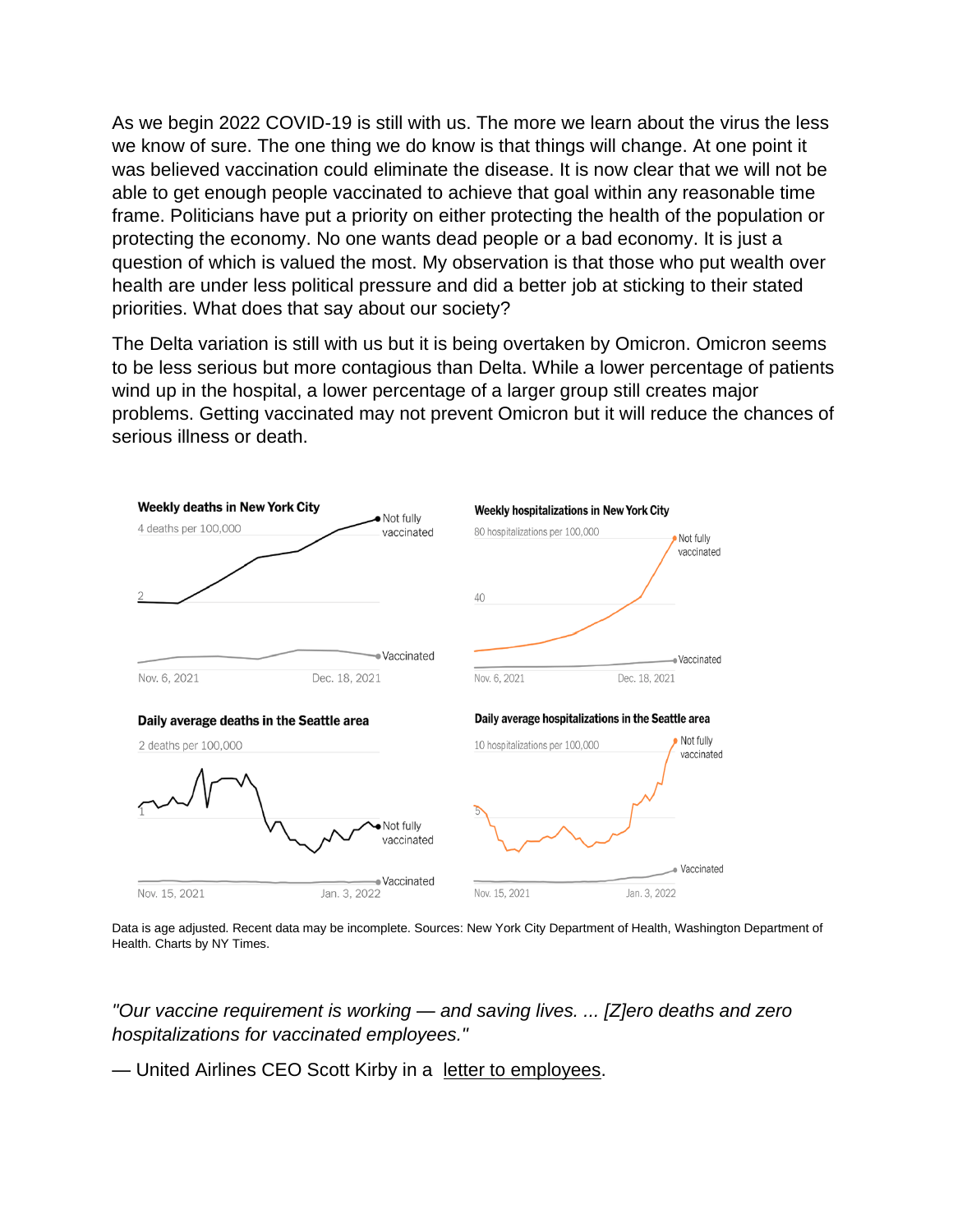As we begin 2022 COVID-19 is still with us. The more we learn about the virus the less we know of sure. The one thing we do know is that things will change. At one point it was believed vaccination could eliminate the disease. It is now clear that we will not be able to get enough people vaccinated to achieve that goal within any reasonable time frame. Politicians have put a priority on either protecting the health of the population or protecting the economy. No one wants dead people or a bad economy. It is just a question of which is valued the most. My observation is that those who put wealth over health are under less political pressure and did a better job at sticking to their stated priorities. What does that say about our society?

The Delta variation is still with us but it is being overtaken by Omicron. Omicron seems to be less serious but more contagious than Delta. While a lower percentage of patients wind up in the hospital, a lower percentage of a larger group still creates major problems. Getting vaccinated may not prevent Omicron but it will reduce the chances of serious illness or death.

**Weekly deaths in New York City**

4 deaths per 100,000

2

Not fully vaccinated

Vaccinated

Nov. 6, 2021

Dec. 18, 2021

**Weekly hospitalizations in New York City**

80 hospitalizations per 100,000

40

Not fully vaccinated

Vaccinated

Nov. 6, 2021

Dec. 18, 2021

**Daily average deaths in the Seattle area**

2 deaths per 100,000

1

Not fully vaccinated

Vaccinated

Nov. 15, 2021

Jan. 3, 2022

**Daily average hospitalizations in the Seattle area**

10 hospitalizations per 100,000

5

Not fully vaccinated

Vaccinated

Nov. 15, 2021

Jan. 3, 2022

Data is age adjusted. Recent data may be incomplete. Sources: New York City Department of Health, Washington Department of Health. Charts by NY Times.

*"Our vaccine requirement is working — and saving lives. ... [Z]ero deaths and zero hospitalizations for vaccinated employees."*

— United Airlines CEO Scott Kirby in a letter to employees.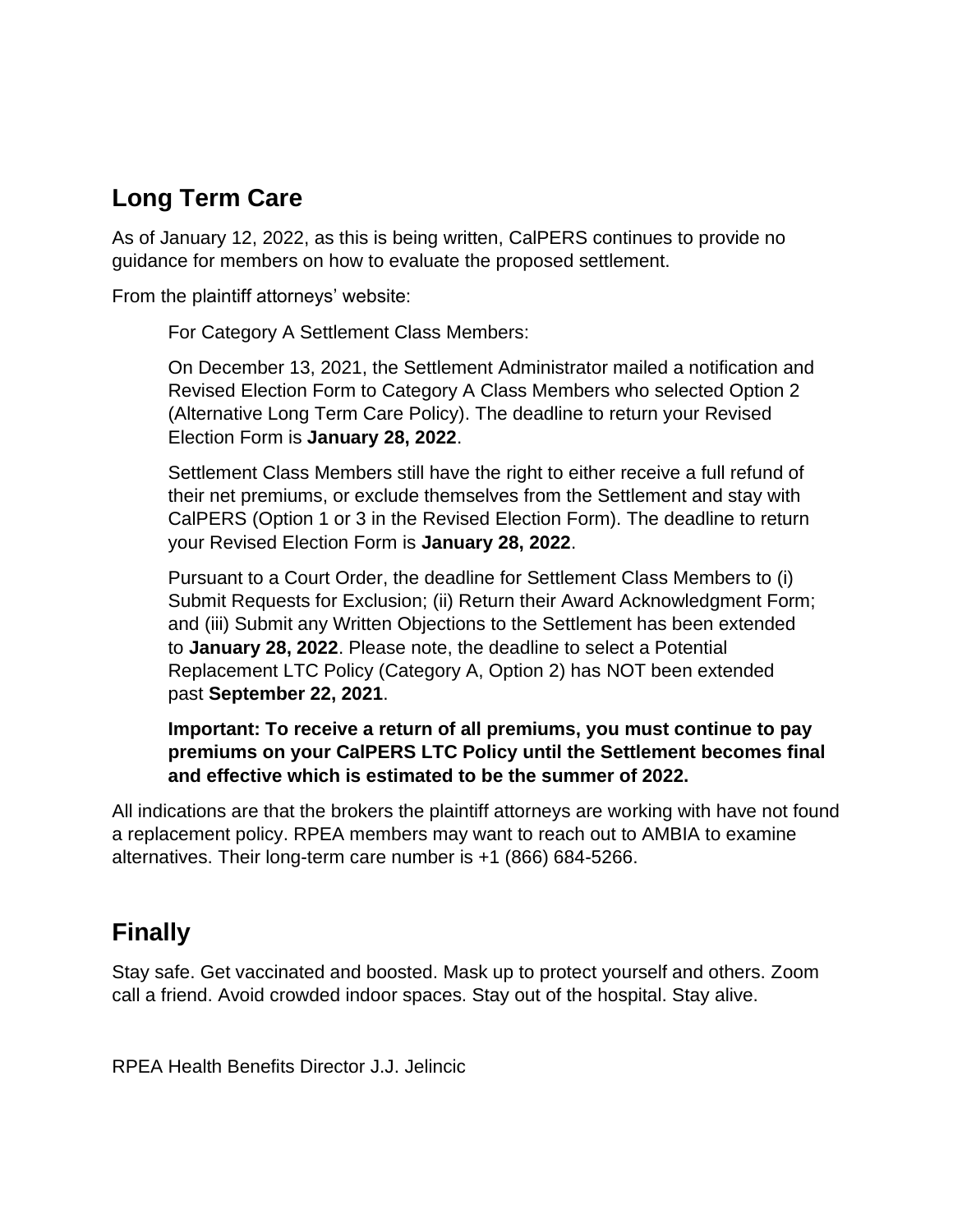## Long Term Care

As of January 12, 2022, as this is being written, CalPERS continues to provide no guidance for members on how to evaluate the proposed settlement.

From the plaintiff attorneys' website:

> For Category A Settlement Class Members:
>
> On December 13, 2021, the Settlement Administrator mailed a notification and Revised Election Form to Category A Class Members who selected Option 2 (Alternative Long Term Care Policy). The deadline to return your Revised Election Form is **January 28, 2022**.
>
> Settlement Class Members still have the right to either receive a full refund of their net premiums, or exclude themselves from the Settlement and stay with CalPERS (Option 1 or 3 in the Revised Election Form). The deadline to return your Revised Election Form is **January 28, 2022**.
>
> Pursuant to a Court Order, the deadline for Settlement Class Members to (i) Submit Requests for Exclusion; (ii) Return their Award Acknowledgment Form; and (iii) Submit any Written Objections to the Settlement has been extended to **January 28, 2022**. Please note, the deadline to select a Potential Replacement LTC Policy (Category A, Option 2) has NOT been extended past **September 22, 2021**.
>
> **Important: To receive a return of all premiums, you must continue to pay premiums on your CalPERS LTC Policy until the Settlement becomes final and effective which is estimated to be the summer of 2022.**

All indications are that the brokers the plaintiff attorneys are working with have not found a replacement policy. RPEA members may want to reach out to AMBIA to examine alternatives. Their long-term care number is +1 (866) 684-5266.

## Finally

Stay safe. Get vaccinated and boosted. Mask up to protect yourself and others. Zoom call a friend. Avoid crowded indoor spaces. Stay out of the hospital. Stay alive.

RPEA Health Benefits Director J.J. Jelincic